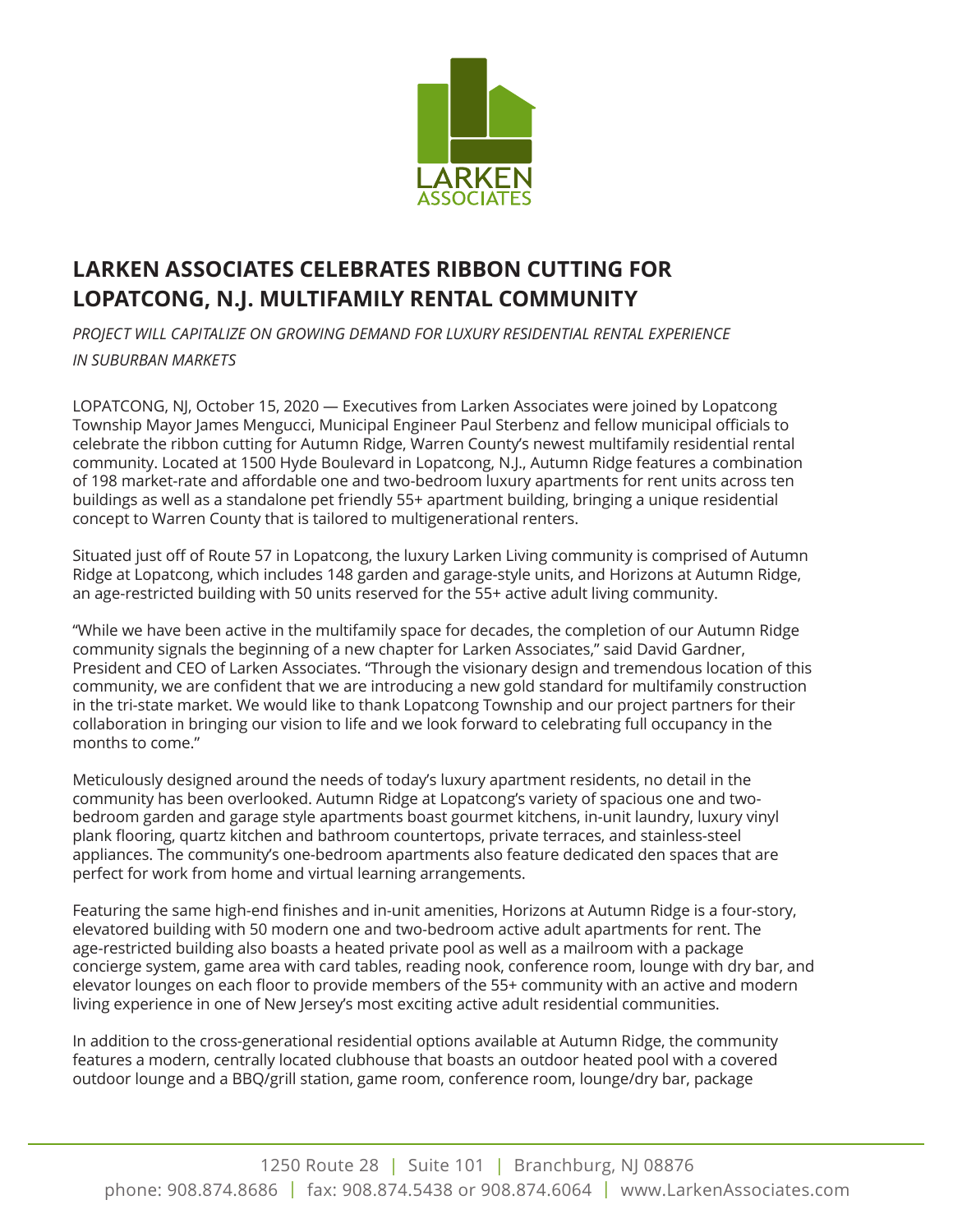# LARKEN ASSOCIATES CELEBRATES RIBBON CUTTING FOR LOPATCONG, N.J. MULTIFAMILY RENTAL COMMUNITY

*PROJECT WILL CAPITALIZE ON GROWING DEMAND FOR LUXURY RESIDENTIAL RENTAL EXPERIENCE IN SUBURBAN MARKETS*

LOPATCONG, NJ, October 15, 2020 — Executives from Larken Associates were joined by Lopatcong Township Mayor James Mengucci, Municipal Engineer Paul Sterbenz and fellow municipal officials to celebrate the ribbon cutting for Autumn Ridge, Warren County's newest multifamily residential rental community. Located at 1500 Hyde Boulevard in Lopatcong, N.J., Autumn Ridge features a combination of 198 market-rate and affordable one and two-bedroom luxury apartments for rent units across ten buildings as well as a standalone pet friendly 55+ apartment building, bringing a unique residential concept to Warren County that is tailored to multigenerational renters.

Situated just off of Route 57 in Lopatcong, the luxury Larken Living community is comprised of Autumn Ridge at Lopatcong, which includes 148 garden and garage-style units, and Horizons at Autumn Ridge, an age-restricted building with 50 units reserved for the 55+ active adult living community.

"While we have been active in the multifamily space for decades, the completion of our Autumn Ridge community signals the beginning of a new chapter for Larken Associates," said David Gardner, President and CEO of Larken Associates. "Through the visionary design and tremendous location of this community, we are confident that we are introducing a new gold standard for multifamily construction in the tri-state market. We would like to thank Lopatcong Township and our project partners for their collaboration in bringing our vision to life and we look forward to celebrating full occupancy in the months to come."

Meticulously designed around the needs of today's luxury apartment residents, no detail in the community has been overlooked. Autumn Ridge at Lopatcong's variety of spacious one and two-bedroom garden and garage style apartments boast gourmet kitchens, in-unit laundry, luxury vinyl plank flooring, quartz kitchen and bathroom countertops, private terraces, and stainless-steel appliances. The community's one-bedroom apartments also feature dedicated den spaces that are perfect for work from home and virtual learning arrangements.

Featuring the same high-end finishes and in-unit amenities, Horizons at Autumn Ridge is a four-story, elevatored building with 50 modern one and two-bedroom active adult apartments for rent. The age-restricted building also boasts a heated private pool as well as a mailroom with a package concierge system, game area with card tables, reading nook, conference room, lounge with dry bar, and elevator lounges on each floor to provide members of the 55+ community with an active and modern living experience in one of New Jersey's most exciting active adult residential communities.

In addition to the cross-generational residential options available at Autumn Ridge, the community features a modern, centrally located clubhouse that boasts an outdoor heated pool with a covered outdoor lounge and a BBQ/grill station, game room, conference room, lounge/dry bar, package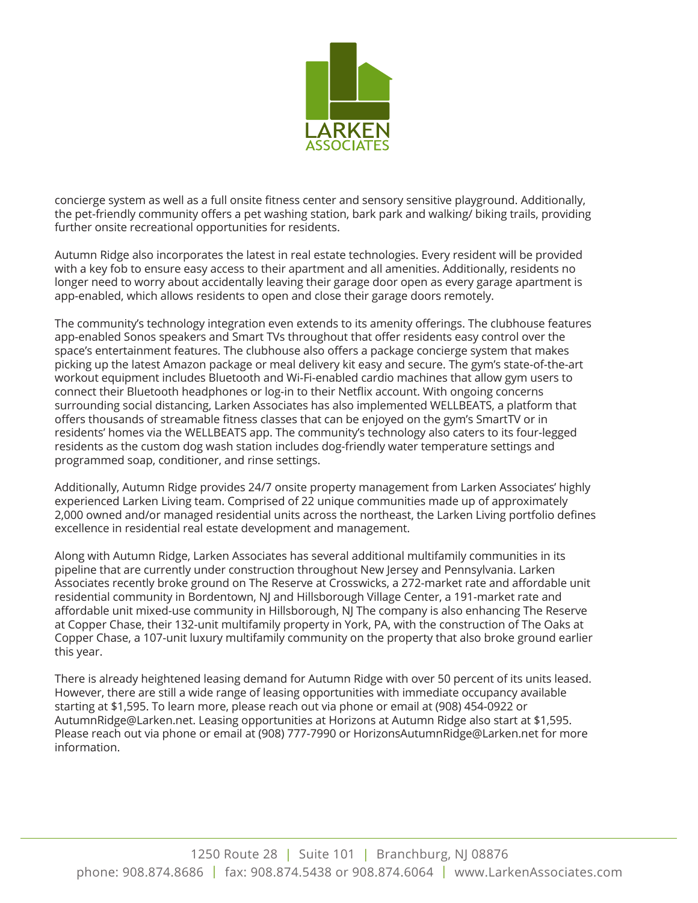concierge system as well as a full onsite fitness center and sensory sensitive playground. Additionally, the pet-friendly community offers a pet washing station, bark park and walking/ biking trails, providing further onsite recreational opportunities for residents.

Autumn Ridge also incorporates the latest in real estate technologies. Every resident will be provided with a key fob to ensure easy access to their apartment and all amenities. Additionally, residents no longer need to worry about accidentally leaving their garage door open as every garage apartment is app-enabled, which allows residents to open and close their garage doors remotely.

The community's technology integration even extends to its amenity offerings. The clubhouse features app-enabled Sonos speakers and Smart TVs throughout that offer residents easy control over the space's entertainment features. The clubhouse also offers a package concierge system that makes picking up the latest Amazon package or meal delivery kit easy and secure. The gym's state-of-the-art workout equipment includes Bluetooth and Wi-Fi-enabled cardio machines that allow gym users to connect their Bluetooth headphones or log-in to their Netflix account. With ongoing concerns surrounding social distancing, Larken Associates has also implemented WELLBEATS, a platform that offers thousands of streamable fitness classes that can be enjoyed on the gym's SmartTV or in residents' homes via the WELLBEATS app. The community's technology also caters to its four-legged residents as the custom dog wash station includes dog-friendly water temperature settings and programmed soap, conditioner, and rinse settings.

Additionally, Autumn Ridge provides 24/7 onsite property management from Larken Associates' highly experienced Larken Living team. Comprised of 22 unique communities made up of approximately 2,000 owned and/or managed residential units across the northeast, the Larken Living portfolio defines excellence in residential real estate development and management.

Along with Autumn Ridge, Larken Associates has several additional multifamily communities in its pipeline that are currently under construction throughout New Jersey and Pennsylvania. Larken Associates recently broke ground on The Reserve at Crosswicks, a 272-market rate and affordable unit residential community in Bordentown, NJ and Hillsborough Village Center, a 191-market rate and affordable unit mixed-use community in Hillsborough, NJ The company is also enhancing The Reserve at Copper Chase, their 132-unit multifamily property in York, PA, with the construction of The Oaks at Copper Chase, a 107-unit luxury multifamily community on the property that also broke ground earlier this year.

There is already heightened leasing demand for Autumn Ridge with over 50 percent of its units leased. However, there are still a wide range of leasing opportunities with immediate occupancy available starting at $1,595. To learn more, please reach out via phone or email at (908) 454-0922 or AutumnRidge@Larken.net. Leasing opportunities at Horizons at Autumn Ridge also start at $1,595. Please reach out via phone or email at (908) 777-7990 or HorizonsAutumnRidge@Larken.net for more information.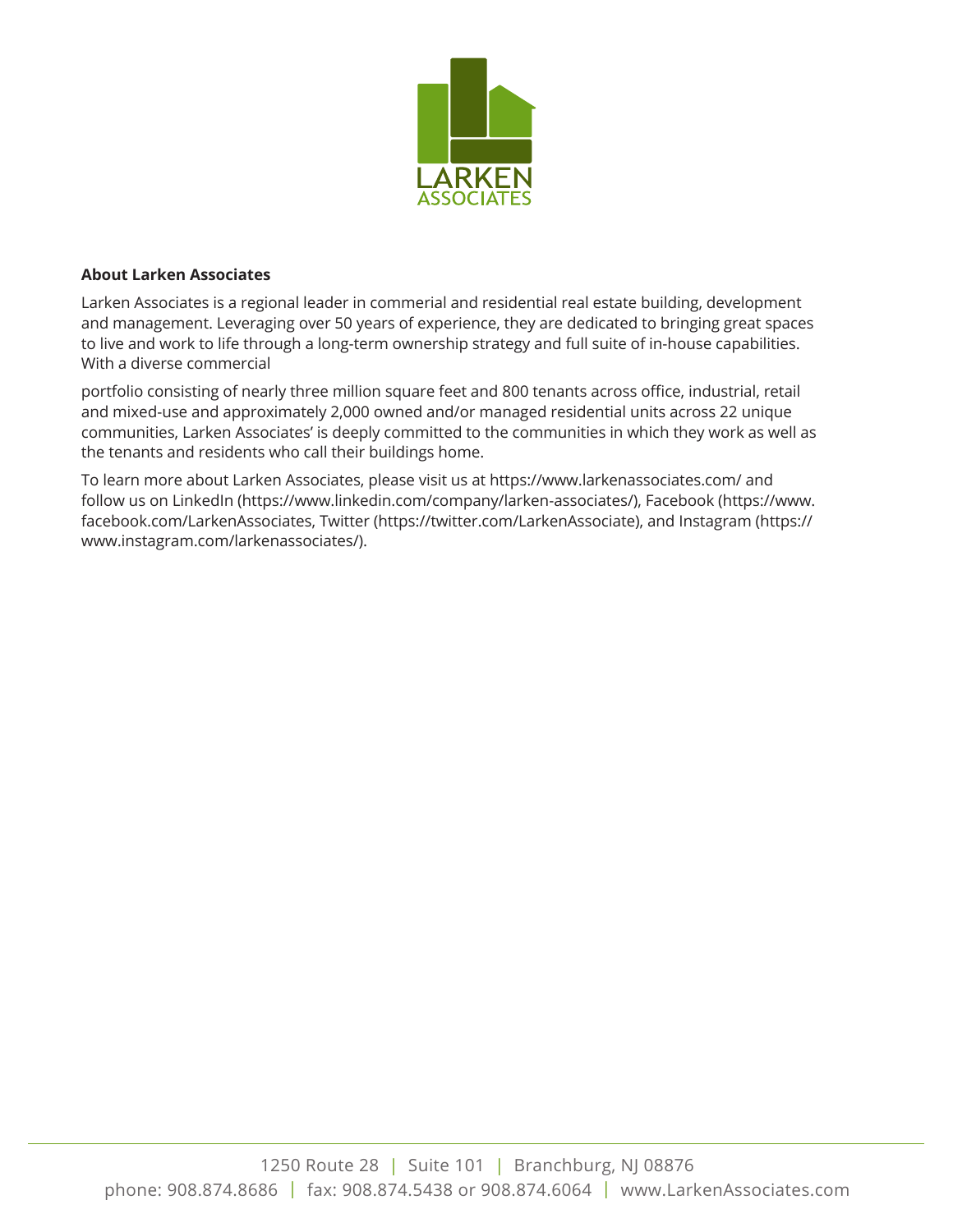**About Larken Associates**

Larken Associates is a regional leader in commerial and residential real estate building, development and management. Leveraging over 50 years of experience, they are dedicated to bringing great spaces to live and work to life through a long-term ownership strategy and full suite of in-house capabilities. With a diverse commercial

portfolio consisting of nearly three million square feet and 800 tenants across office, industrial, retail and mixed-use and approximately 2,000 owned and/or managed residential units across 22 unique communities, Larken Associates' is deeply committed to the communities in which they work as well as the tenants and residents who call their buildings home.

To learn more about Larken Associates, please visit us at https://www.larkenassociates.com/ and follow us on LinkedIn (https://www.linkedin.com/company/larken-associates/), Facebook (https://www.facebook.com/LarkenAssociates, Twitter (https://twitter.com/LarkenAssociate), and Instagram (https://www.instagram.com/larkenassociates/).